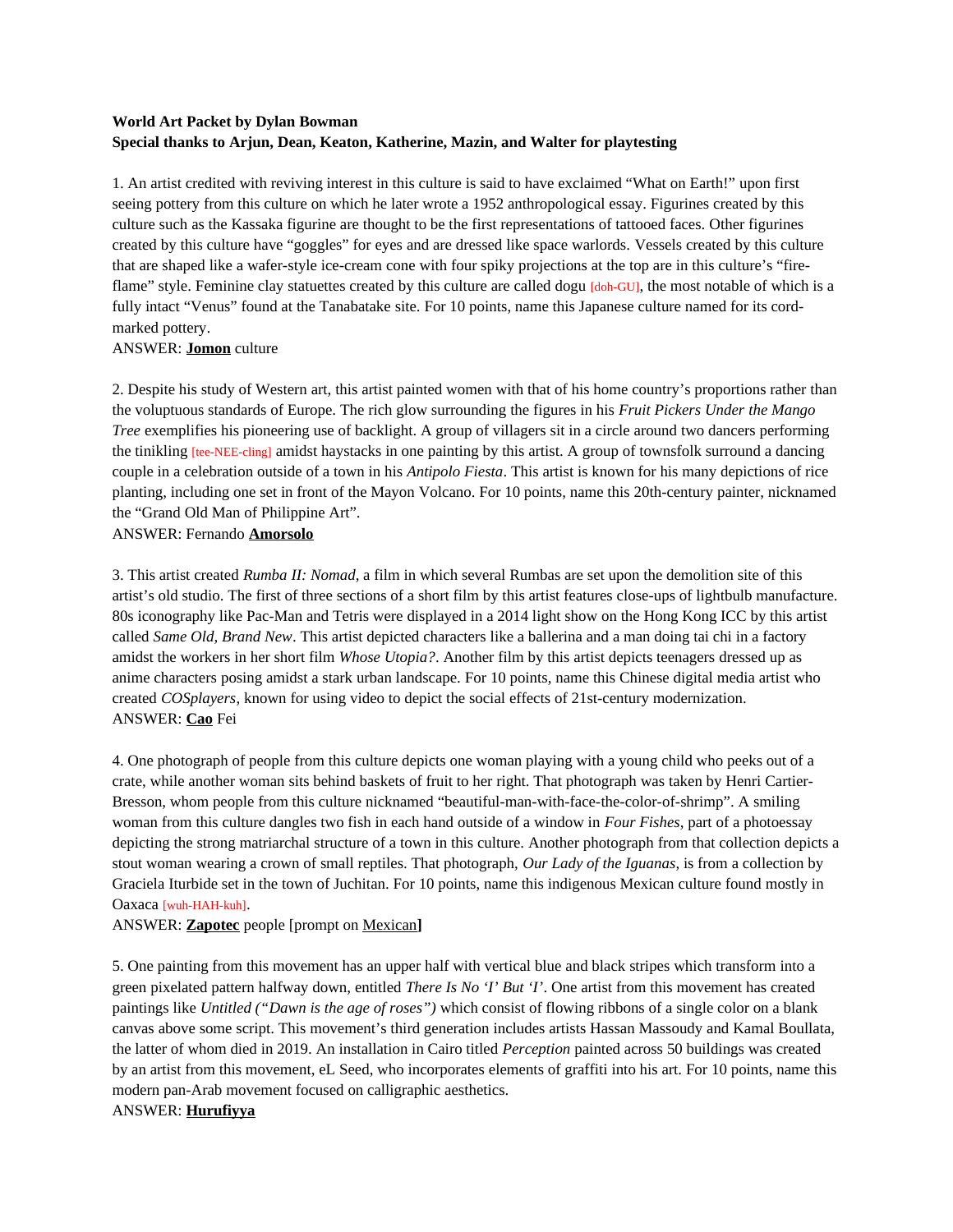**World Art Packet by Dylan Bowman**
**Special thanks to Arjun, Dean, Keaton, Katherine, Mazin, and Walter for playtesting**

1. An artist credited with reviving interest in this culture is said to have exclaimed "What on Earth!" upon first seeing pottery from this culture on which he later wrote a 1952 anthropological essay. Figurines created by this culture such as the Kassaka figurine are thought to be the first representations of tattooed faces. Other figurines created by this culture have "goggles" for eyes and are dressed like space warlords. Vessels created by this culture that are shaped like a wafer-style ice-cream cone with four spiky projections at the top are in this culture's "fire-flame" style. Feminine clay statuettes created by this culture are called dogu [doh-GU], the most notable of which is a fully intact "Venus" found at the Tanabatake site. For 10 points, name this Japanese culture named for its cord-marked pottery.
ANSWER: **Jomon** culture

2. Despite his study of Western art, this artist painted women with that of his home country's proportions rather than the voluptuous standards of Europe. The rich glow surrounding the figures in his *Fruit Pickers Under the Mango Tree* exemplifies his pioneering use of backlight. A group of villagers sit in a circle around two dancers performing the tinikling [tee-NEE-cling] amidst haystacks in one painting by this artist. A group of townsfolk surround a dancing couple in a celebration outside of a town in his *Antipolo Fiesta*. This artist is known for his many depictions of rice planting, including one set in front of the Mayon Volcano. For 10 points, name this 20th-century painter, nicknamed the "Grand Old Man of Philippine Art".
ANSWER: Fernando **Amorsolo**

3. This artist created *Rumba II: Nomad*, a film in which several Rumbas are set upon the demolition site of this artist's old studio. The first of three sections of a short film by this artist features close-ups of lightbulb manufacture. 80s iconography like Pac-Man and Tetris were displayed in a 2014 light show on the Hong Kong ICC by this artist called *Same Old, Brand New*. This artist depicted characters like a ballerina and a man doing tai chi in a factory amidst the workers in her short film *Whose Utopia?*. Another film by this artist depicts teenagers dressed up as anime characters posing amidst a stark urban landscape. For 10 points, name this Chinese digital media artist who created *COSplayers*, known for using video to depict the social effects of 21st-century modernization.
ANSWER: **Cao** Fei

4. One photograph of people from this culture depicts one woman playing with a young child who peeks out of a crate, while another woman sits behind baskets of fruit to her right. That photograph was taken by Henri Cartier-Bresson, whom people from this culture nicknamed "beautiful-man-with-face-the-color-of-shrimp". A smiling woman from this culture dangles two fish in each hand outside of a window in *Four Fishes*, part of a photoessay depicting the strong matriarchal structure of a town in this culture. Another photograph from that collection depicts a stout woman wearing a crown of small reptiles. That photograph, *Our Lady of the Iguanas*, is from a collection by Graciela Iturbide set in the town of Juchitan. For 10 points, name this indigenous Mexican culture found mostly in Oaxaca [wuh-HAH-kuh].
ANSWER: **Zapotec** people [prompt on Mexican]

5. One painting from this movement has an upper half with vertical blue and black stripes which transform into a green pixelated pattern halfway down, entitled *There Is No 'I' But 'I'*. One artist from this movement has created paintings like *Untitled ("Dawn is the age of roses")* which consist of flowing ribbons of a single color on a blank canvas above some script. This movement's third generation includes artists Hassan Massoudy and Kamal Boullata, the latter of whom died in 2019. An installation in Cairo titled *Perception* painted across 50 buildings was created by an artist from this movement, eL Seed, who incorporates elements of graffiti into his art. For 10 points, name this modern pan-Arab movement focused on calligraphic aesthetics.
ANSWER: **Hurufiyya**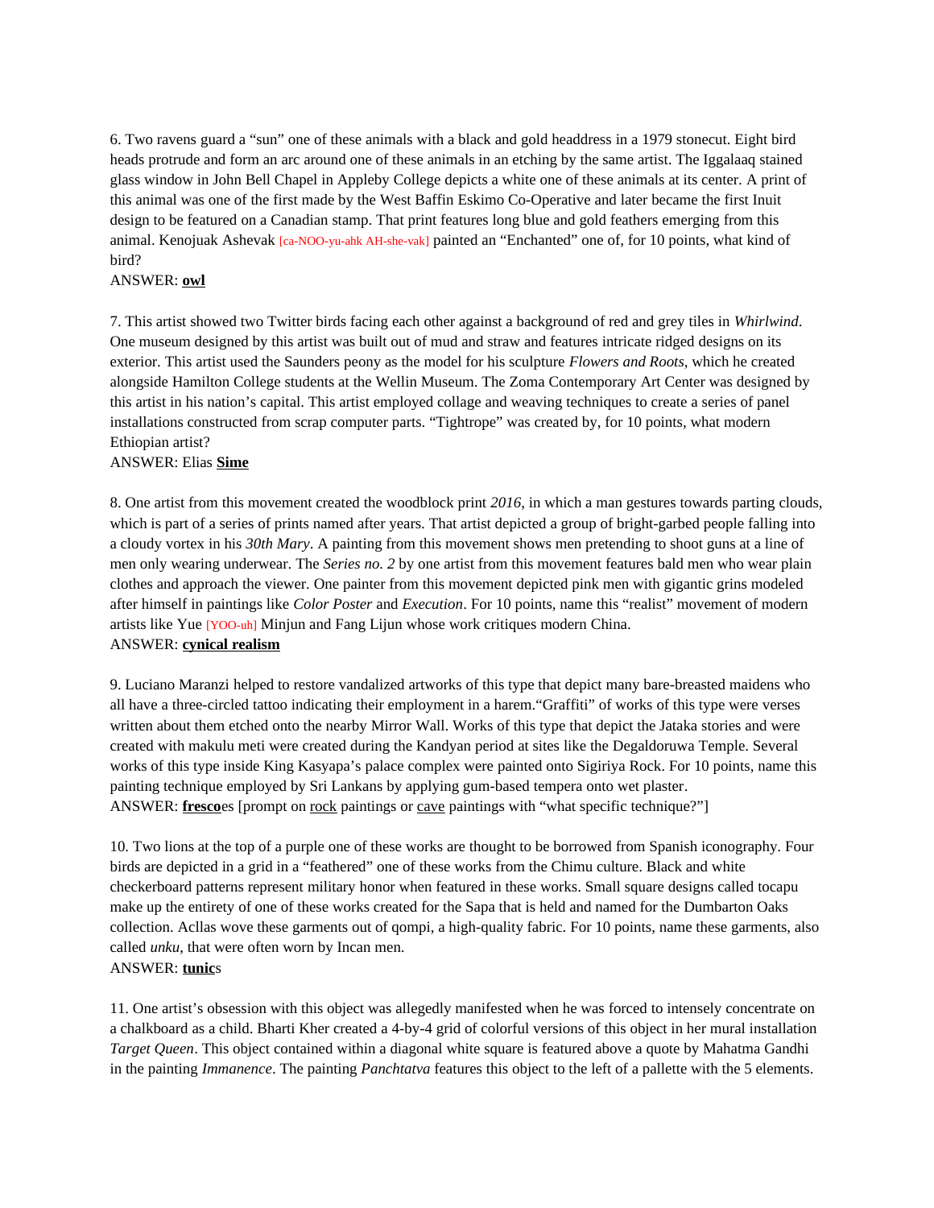6. Two ravens guard a "sun" one of these animals with a black and gold headdress in a 1979 stonecut. Eight bird heads protrude and form an arc around one of these animals in an etching by the same artist. The Iggalaaq stained glass window in John Bell Chapel in Appleby College depicts a white one of these animals at its center. A print of this animal was one of the first made by the West Baffin Eskimo Co-Operative and later became the first Inuit design to be featured on a Canadian stamp. That print features long blue and gold feathers emerging from this animal. Kenojuak Ashevak [ca-NOO-yu-ahk AH-she-vak] painted an "Enchanted" one of, for 10 points, what kind of bird?
ANSWER: **owl**

7. This artist showed two Twitter birds facing each other against a background of red and grey tiles in *Whirlwind*. One museum designed by this artist was built out of mud and straw and features intricate ridged designs on its exterior. This artist used the Saunders peony as the model for his sculpture *Flowers and Roots*, which he created alongside Hamilton College students at the Wellin Museum. The Zoma Contemporary Art Center was designed by this artist in his nation's capital. This artist employed collage and weaving techniques to create a series of panel installations constructed from scrap computer parts. "Tightrope" was created by, for 10 points, what modern Ethiopian artist?
ANSWER: Elias **Sime**

8. One artist from this movement created the woodblock print *2016*, in which a man gestures towards parting clouds, which is part of a series of prints named after years. That artist depicted a group of bright-garbed people falling into a cloudy vortex in his *30th Mary*. A painting from this movement shows men pretending to shoot guns at a line of men only wearing underwear. The *Series no. 2* by one artist from this movement features bald men who wear plain clothes and approach the viewer. One painter from this movement depicted pink men with gigantic grins modeled after himself in paintings like *Color Poster* and *Execution*. For 10 points, name this "realist" movement of modern artists like Yue [YOO-uh] Minjun and Fang Lijun whose work critiques modern China.
ANSWER: **cynical realism**

9. Luciano Maranzi helped to restore vandalized artworks of this type that depict many bare-breasted maidens who all have a three-circled tattoo indicating their employment in a harem."Graffiti" of works of this type were verses written about them etched onto the nearby Mirror Wall. Works of this type that depict the Jataka stories and were created with makulu meti were created during the Kandyan period at sites like the Degaldoruwa Temple. Several works of this type inside King Kasyapa's palace complex were painted onto Sigiriya Rock. For 10 points, name this painting technique employed by Sri Lankans by applying gum-based tempera onto wet plaster.
ANSWER: **fresco**es [prompt on rock paintings or cave paintings with "what specific technique?"]

10. Two lions at the top of a purple one of these works are thought to be borrowed from Spanish iconography. Four birds are depicted in a grid in a "feathered" one of these works from the Chimu culture. Black and white checkerboard patterns represent military honor when featured in these works. Small square designs called tocapu make up the entirety of one of these works created for the Sapa that is held and named for the Dumbarton Oaks collection. Acllas wove these garments out of qompi, a high-quality fabric. For 10 points, name these garments, also called *unku*, that were often worn by Incan men.
ANSWER: **tunic**s

11. One artist's obsession with this object was allegedly manifested when he was forced to intensely concentrate on a chalkboard as a child. Bharti Kher created a 4-by-4 grid of colorful versions of this object in her mural installation *Target Queen*. This object contained within a diagonal white square is featured above a quote by Mahatma Gandhi in the painting *Immanence*. The painting *Panchtatva* features this object to the left of a pallette with the 5 elements.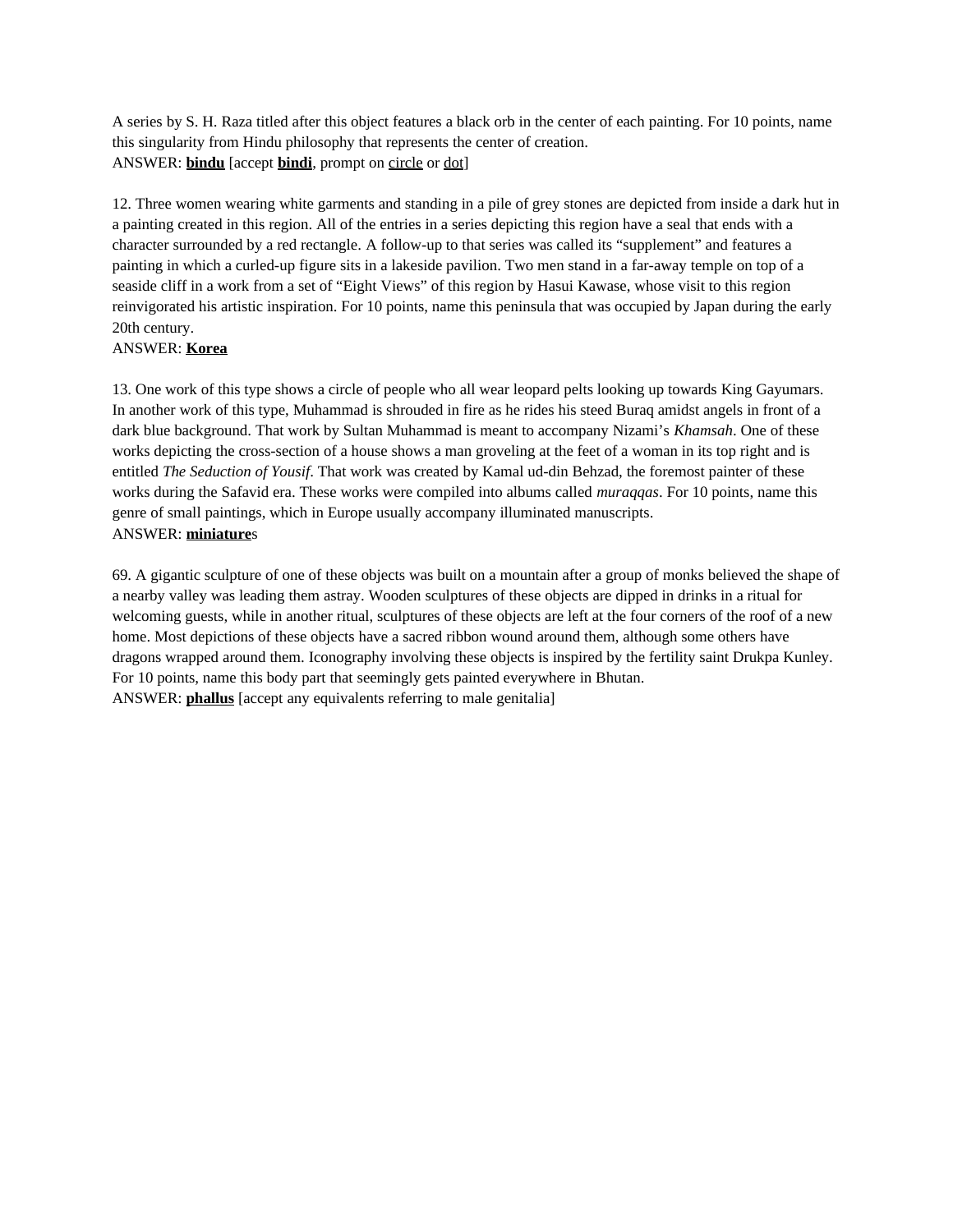A series by S. H. Raza titled after this object features a black orb in the center of each painting. For 10 points, name this singularity from Hindu philosophy that represents the center of creation.
ANSWER: **bindu** [accept **bindi**, prompt on circle or dot]

12. Three women wearing white garments and standing in a pile of grey stones are depicted from inside a dark hut in a painting created in this region. All of the entries in a series depicting this region have a seal that ends with a character surrounded by a red rectangle. A follow-up to that series was called its "supplement" and features a painting in which a curled-up figure sits in a lakeside pavilion. Two men stand in a far-away temple on top of a seaside cliff in a work from a set of "Eight Views" of this region by Hasui Kawase, whose visit to this region reinvigorated his artistic inspiration. For 10 points, name this peninsula that was occupied by Japan during the early 20th century.
ANSWER: **Korea**

13. One work of this type shows a circle of people who all wear leopard pelts looking up towards King Gayumars. In another work of this type, Muhammad is shrouded in fire as he rides his steed Buraq amidst angels in front of a dark blue background. That work by Sultan Muhammad is meant to accompany Nizami's *Khamsah*. One of these works depicting the cross-section of a house shows a man groveling at the feet of a woman in its top right and is entitled *The Seduction of Yousif*. That work was created by Kamal ud-din Behzad, the foremost painter of these works during the Safavid era. These works were compiled into albums called *muraqqas*. For 10 points, name this genre of small paintings, which in Europe usually accompany illuminated manuscripts.
ANSWER: **miniature**s

69. A gigantic sculpture of one of these objects was built on a mountain after a group of monks believed the shape of a nearby valley was leading them astray. Wooden sculptures of these objects are dipped in drinks in a ritual for welcoming guests, while in another ritual, sculptures of these objects are left at the four corners of the roof of a new home. Most depictions of these objects have a sacred ribbon wound around them, although some others have dragons wrapped around them. Iconography involving these objects is inspired by the fertility saint Drukpa Kunley. For 10 points, name this body part that seemingly gets painted everywhere in Bhutan.
ANSWER: **phallus** [accept any equivalents referring to male genitalia]